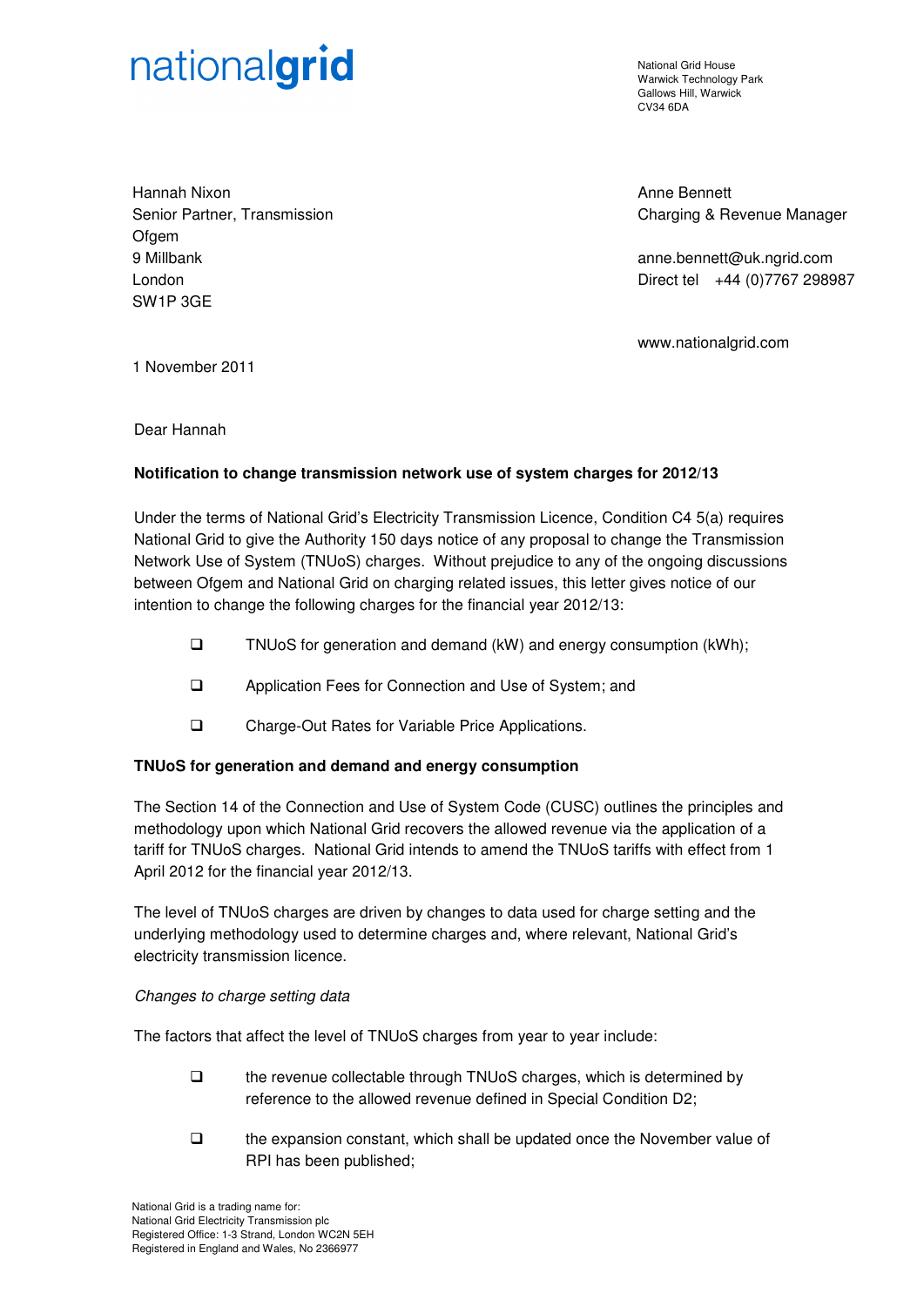nationalgrid

National Grid House
Warwick Technology Park
Gallows Hill, Warwick
CV34 6DA

Hannah Nixon
Senior Partner, Transmission
Ofgem
9 Millbank
London
SW1P 3GE

Anne Bennett
Charging & Revenue Manager

anne.bennett@uk.ngrid.com
Direct tel +44 (0)7767 298987

www.nationalgrid.com

1 November 2011

Dear Hannah

**Notification to change transmission network use of system charges for 2012/13**

Under the terms of National Grid's Electricity Transmission Licence, Condition C4 5(a) requires National Grid to give the Authority 150 days notice of any proposal to change the Transmission Network Use of System (TNUoS) charges. Without prejudice to any of the ongoing discussions between Ofgem and National Grid on charging related issues, this letter gives notice of our intention to change the following charges for the financial year 2012/13:

- TNUoS for generation and demand (kW) and energy consumption (kWh);
- Application Fees for Connection and Use of System; and
- Charge-Out Rates for Variable Price Applications.

**TNUoS for generation and demand and energy consumption**

The Section 14 of the Connection and Use of System Code (CUSC) outlines the principles and methodology upon which National Grid recovers the allowed revenue via the application of a tariff for TNUoS charges. National Grid intends to amend the TNUoS tariffs with effect from 1 April 2012 for the financial year 2012/13.

The level of TNUoS charges are driven by changes to data used for charge setting and the underlying methodology used to determine charges and, where relevant, National Grid's electricity transmission licence.

*Changes to charge setting data*

The factors that affect the level of TNUoS charges from year to year include:

- the revenue collectable through TNUoS charges, which is determined by reference to the allowed revenue defined in Special Condition D2;
- the expansion constant, which shall be updated once the November value of RPI has been published;

National Grid is a trading name for:
National Grid Electricity Transmission plc
Registered Office: 1-3 Strand, London WC2N 5EH
Registered in England and Wales, No 2366977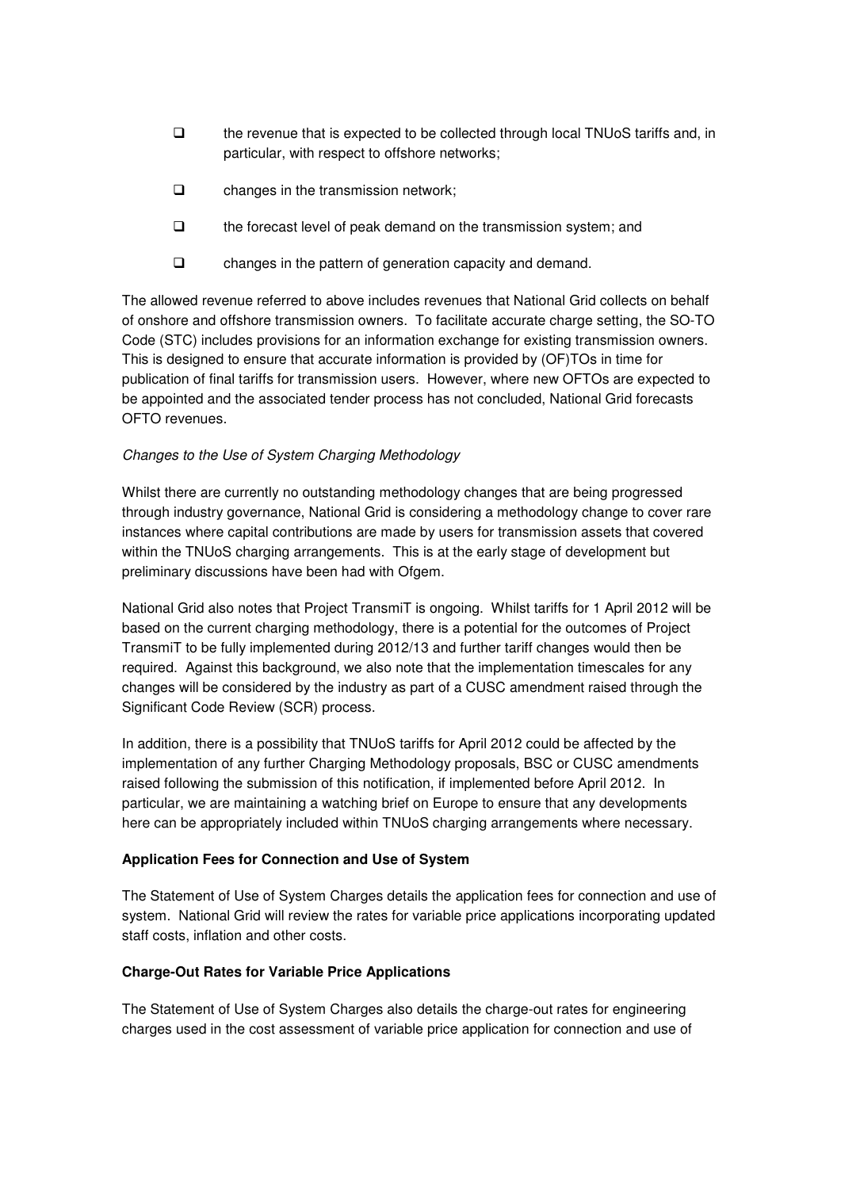- the revenue that is expected to be collected through local TNUoS tariffs and, in particular, with respect to offshore networks;
- changes in the transmission network;
- the forecast level of peak demand on the transmission system; and
- changes in the pattern of generation capacity and demand.

The allowed revenue referred to above includes revenues that National Grid collects on behalf of onshore and offshore transmission owners. To facilitate accurate charge setting, the SO-TO Code (STC) includes provisions for an information exchange for existing transmission owners. This is designed to ensure that accurate information is provided by (OF)TOs in time for publication of final tariffs for transmission users. However, where new OFTOs are expected to be appointed and the associated tender process has not concluded, National Grid forecasts OFTO revenues.

*Changes to the Use of System Charging Methodology*

Whilst there are currently no outstanding methodology changes that are being progressed through industry governance, National Grid is considering a methodology change to cover rare instances where capital contributions are made by users for transmission assets that covered within the TNUoS charging arrangements. This is at the early stage of development but preliminary discussions have been had with Ofgem.

National Grid also notes that Project TransmiT is ongoing. Whilst tariffs for 1 April 2012 will be based on the current charging methodology, there is a potential for the outcomes of Project TransmiT to be fully implemented during 2012/13 and further tariff changes would then be required. Against this background, we also note that the implementation timescales for any changes will be considered by the industry as part of a CUSC amendment raised through the Significant Code Review (SCR) process.

In addition, there is a possibility that TNUoS tariffs for April 2012 could be affected by the implementation of any further Charging Methodology proposals, BSC or CUSC amendments raised following the submission of this notification, if implemented before April 2012. In particular, we are maintaining a watching brief on Europe to ensure that any developments here can be appropriately included within TNUoS charging arrangements where necessary.

**Application Fees for Connection and Use of System**

The Statement of Use of System Charges details the application fees for connection and use of system. National Grid will review the rates for variable price applications incorporating updated staff costs, inflation and other costs.

**Charge-Out Rates for Variable Price Applications**

The Statement of Use of System Charges also details the charge-out rates for engineering charges used in the cost assessment of variable price application for connection and use of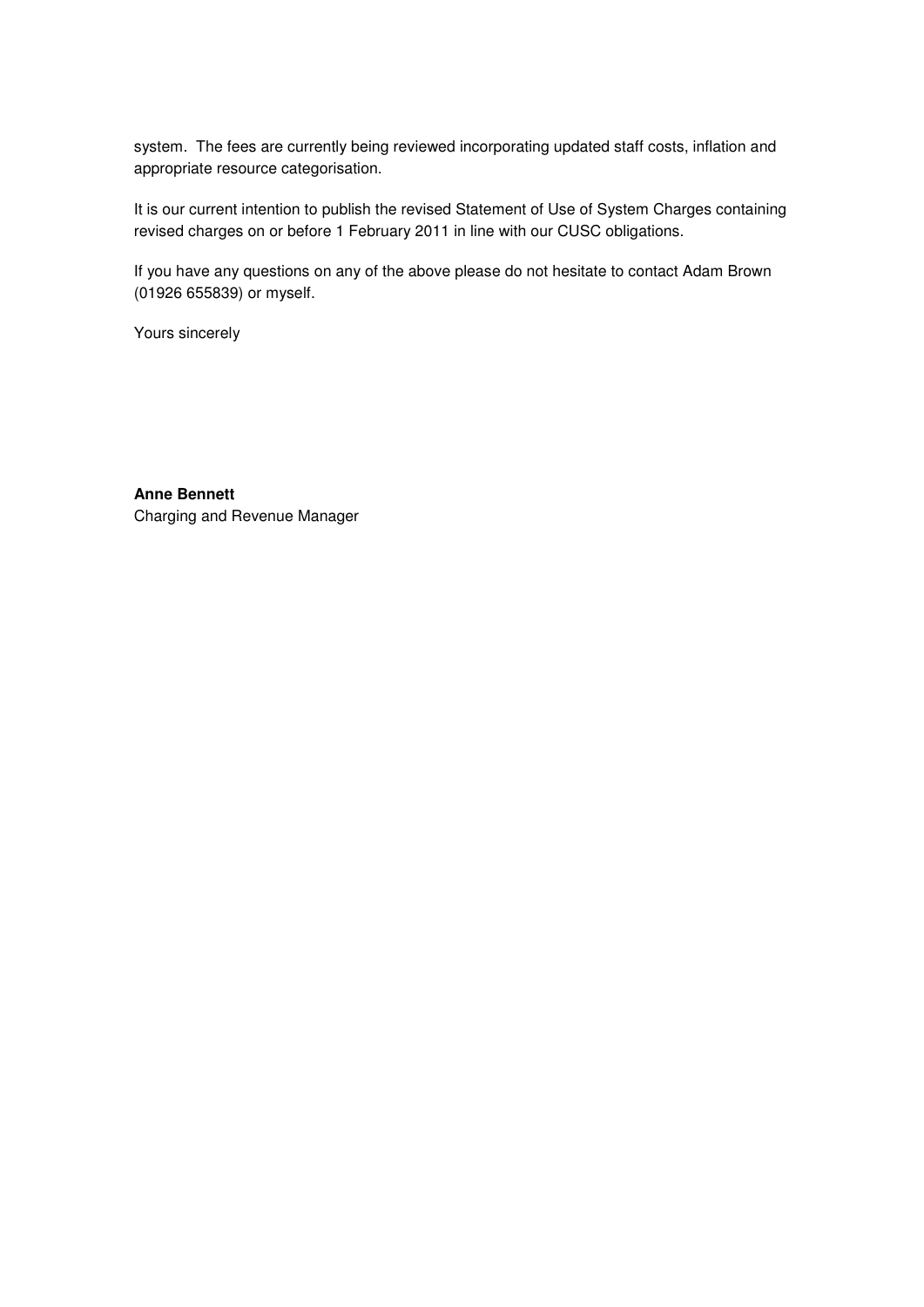system. The fees are currently being reviewed incorporating updated staff costs, inflation and appropriate resource categorisation.

It is our current intention to publish the revised Statement of Use of System Charges containing revised charges on or before 1 February 2011 in line with our CUSC obligations.

If you have any questions on any of the above please do not hesitate to contact Adam Brown (01926 655839) or myself.

Yours sincerely

**Anne Bennett**
Charging and Revenue Manager